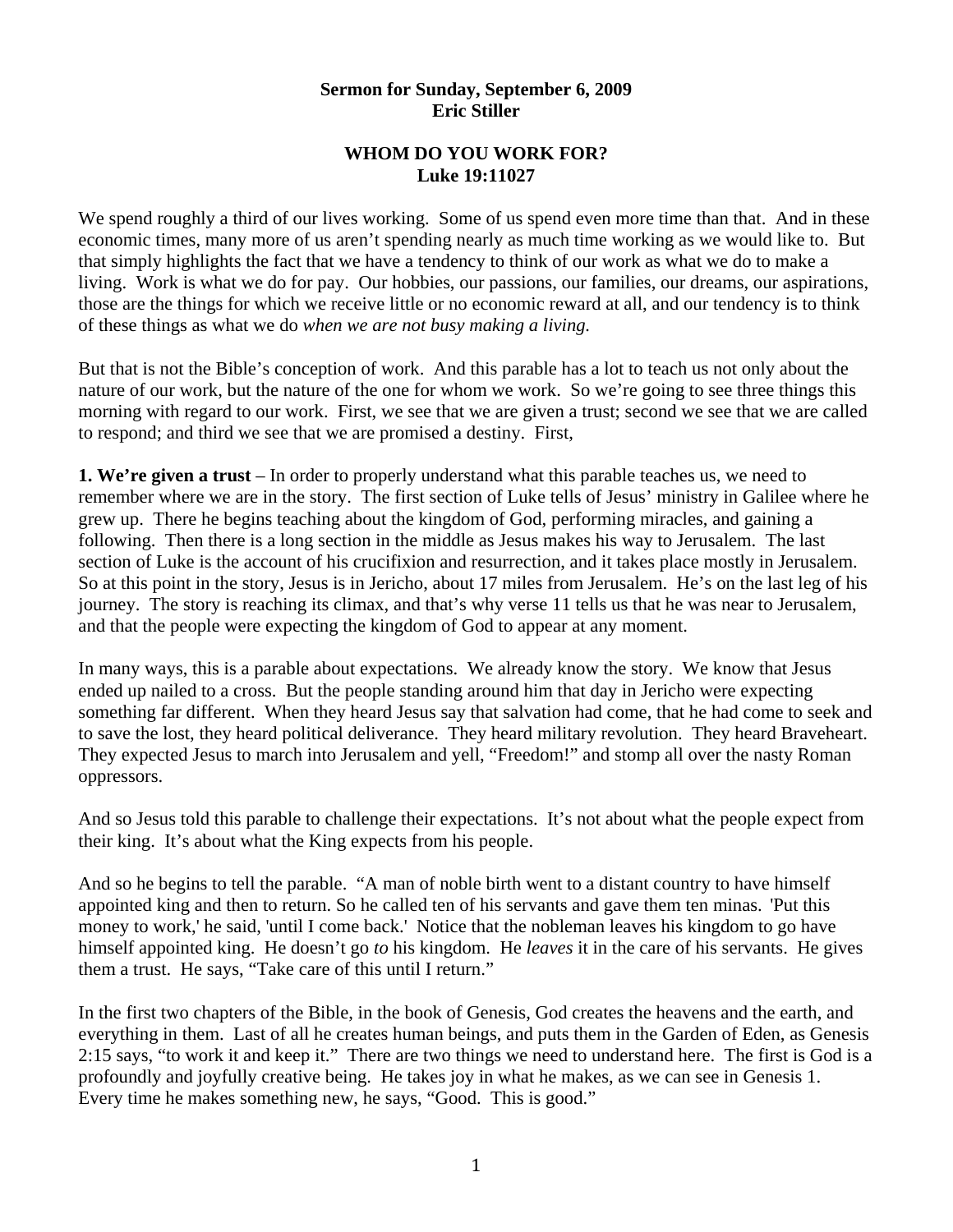**Sermon for Sunday, September 6, 2009**
**Eric Stiller**

# WHOM DO YOU WORK FOR?
## Luke 19:11027

We spend roughly a third of our lives working. Some of us spend even more time than that. And in these economic times, many more of us aren't spending nearly as much time working as we would like to. But that simply highlights the fact that we have a tendency to think of our work as what we do to make a living. Work is what we do for pay. Our hobbies, our passions, our families, our dreams, our aspirations, those are the things for which we receive little or no economic reward at all, and our tendency is to think of these things as what we do *when we are not busy making a living.*

But that is not the Bible's conception of work. And this parable has a lot to teach us not only about the nature of our work, but the nature of the one for whom we work. So we're going to see three things this morning with regard to our work. First, we see that we are given a trust; second we see that we are called to respond; and third we see that we are promised a destiny. First,

**1. We're given a trust** – In order to properly understand what this parable teaches us, we need to remember where we are in the story. The first section of Luke tells of Jesus' ministry in Galilee where he grew up. There he begins teaching about the kingdom of God, performing miracles, and gaining a following. Then there is a long section in the middle as Jesus makes his way to Jerusalem. The last section of Luke is the account of his crucifixion and resurrection, and it takes place mostly in Jerusalem. So at this point in the story, Jesus is in Jericho, about 17 miles from Jerusalem. He's on the last leg of his journey. The story is reaching its climax, and that's why verse 11 tells us that he was near to Jerusalem, and that the people were expecting the kingdom of God to appear at any moment.

In many ways, this is a parable about expectations. We already know the story. We know that Jesus ended up nailed to a cross. But the people standing around him that day in Jericho were expecting something far different. When they heard Jesus say that salvation had come, that he had come to seek and to save the lost, they heard political deliverance. They heard military revolution. They heard Braveheart. They expected Jesus to march into Jerusalem and yell, "Freedom!" and stomp all over the nasty Roman oppressors.

And so Jesus told this parable to challenge their expectations. It's not about what the people expect from their king. It's about what the King expects from his people.

And so he begins to tell the parable. "A man of noble birth went to a distant country to have himself appointed king and then to return. So he called ten of his servants and gave them ten minas. 'Put this money to work,' he said, 'until I come back.' Notice that the nobleman leaves his kingdom to go have himself appointed king. He doesn't go *to* his kingdom. He *leaves* it in the care of his servants. He gives them a trust. He says, "Take care of this until I return."

In the first two chapters of the Bible, in the book of Genesis, God creates the heavens and the earth, and everything in them. Last of all he creates human beings, and puts them in the Garden of Eden, as Genesis 2:15 says, "to work it and keep it." There are two things we need to understand here. The first is God is a profoundly and joyfully creative being. He takes joy in what he makes, as we can see in Genesis 1. Every time he makes something new, he says, "Good. This is good."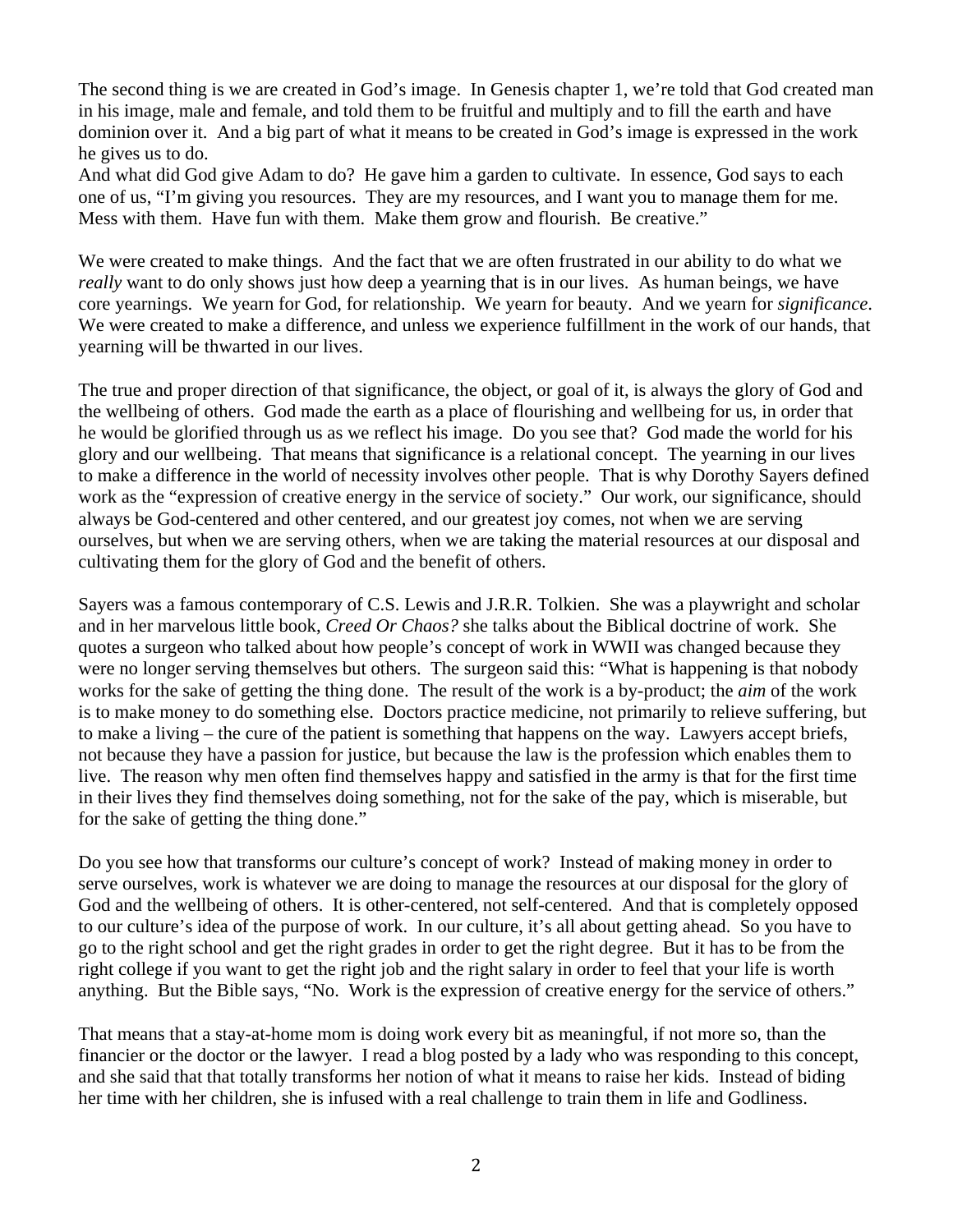The second thing is we are created in God's image. In Genesis chapter 1, we're told that God created man in his image, male and female, and told them to be fruitful and multiply and to fill the earth and have dominion over it. And a big part of what it means to be created in God's image is expressed in the work he gives us to do.

And what did God give Adam to do? He gave him a garden to cultivate. In essence, God says to each one of us, "I'm giving you resources. They are my resources, and I want you to manage them for me. Mess with them. Have fun with them. Make them grow and flourish. Be creative."

We were created to make things. And the fact that we are often frustrated in our ability to do what we *really* want to do only shows just how deep a yearning that is in our lives. As human beings, we have core yearnings. We yearn for God, for relationship. We yearn for beauty. And we yearn for *significance*. We were created to make a difference, and unless we experience fulfillment in the work of our hands, that yearning will be thwarted in our lives.

The true and proper direction of that significance, the object, or goal of it, is always the glory of God and the wellbeing of others. God made the earth as a place of flourishing and wellbeing for us, in order that he would be glorified through us as we reflect his image. Do you see that? God made the world for his glory and our wellbeing. That means that significance is a relational concept. The yearning in our lives to make a difference in the world of necessity involves other people. That is why Dorothy Sayers defined work as the "expression of creative energy in the service of society." Our work, our significance, should always be God-centered and other centered, and our greatest joy comes, not when we are serving ourselves, but when we are serving others, when we are taking the material resources at our disposal and cultivating them for the glory of God and the benefit of others.

Sayers was a famous contemporary of C.S. Lewis and J.R.R. Tolkien. She was a playwright and scholar and in her marvelous little book, *Creed Or Chaos?* she talks about the Biblical doctrine of work. She quotes a surgeon who talked about how people's concept of work in WWII was changed because they were no longer serving themselves but others. The surgeon said this: "What is happening is that nobody works for the sake of getting the thing done. The result of the work is a by-product; the *aim* of the work is to make money to do something else. Doctors practice medicine, not primarily to relieve suffering, but to make a living – the cure of the patient is something that happens on the way. Lawyers accept briefs, not because they have a passion for justice, but because the law is the profession which enables them to live. The reason why men often find themselves happy and satisfied in the army is that for the first time in their lives they find themselves doing something, not for the sake of the pay, which is miserable, but for the sake of getting the thing done."

Do you see how that transforms our culture's concept of work? Instead of making money in order to serve ourselves, work is whatever we are doing to manage the resources at our disposal for the glory of God and the wellbeing of others. It is other-centered, not self-centered. And that is completely opposed to our culture's idea of the purpose of work. In our culture, it's all about getting ahead. So you have to go to the right school and get the right grades in order to get the right degree. But it has to be from the right college if you want to get the right job and the right salary in order to feel that your life is worth anything. But the Bible says, "No. Work is the expression of creative energy for the service of others."

That means that a stay-at-home mom is doing work every bit as meaningful, if not more so, than the financier or the doctor or the lawyer. I read a blog posted by a lady who was responding to this concept, and she said that that totally transforms her notion of what it means to raise her kids. Instead of biding her time with her children, she is infused with a real challenge to train them in life and Godliness.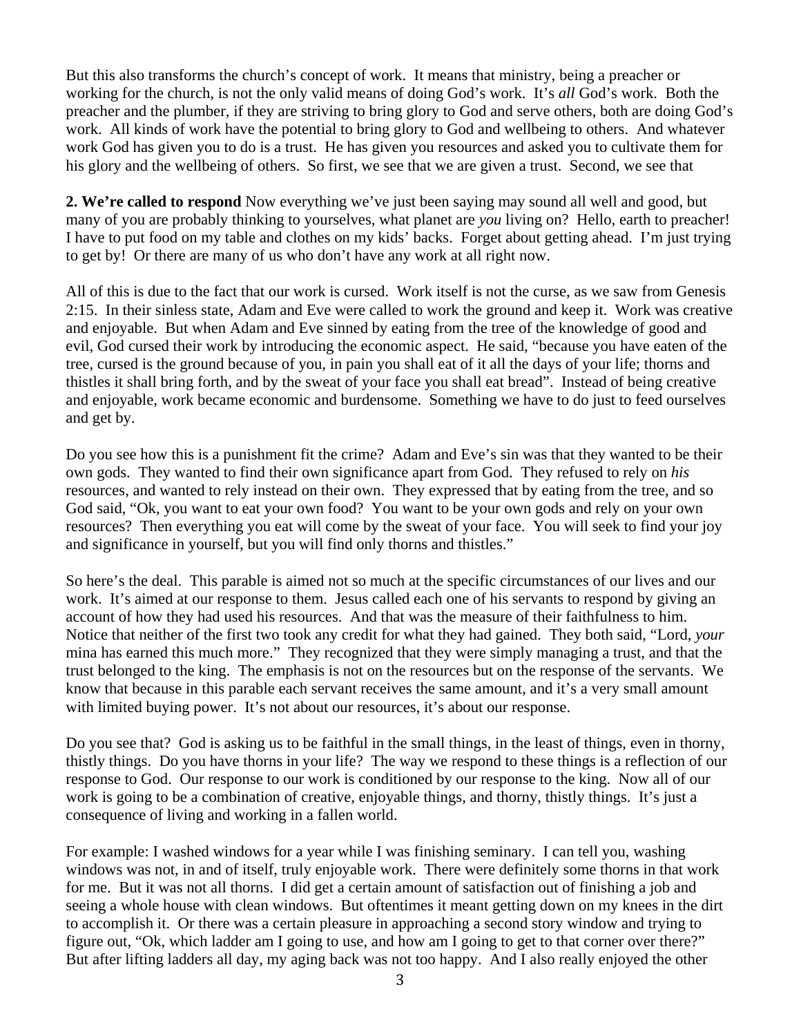But this also transforms the church's concept of work. It means that ministry, being a preacher or working for the church, is not the only valid means of doing God's work. It's *all* God's work. Both the preacher and the plumber, if they are striving to bring glory to God and serve others, both are doing God's work. All kinds of work have the potential to bring glory to God and wellbeing to others. And whatever work God has given you to do is a trust. He has given you resources and asked you to cultivate them for his glory and the wellbeing of others. So first, we see that we are given a trust. Second, we see that

**2. We're called to respond** Now everything we've just been saying may sound all well and good, but many of you are probably thinking to yourselves, what planet are *you* living on? Hello, earth to preacher! I have to put food on my table and clothes on my kids' backs. Forget about getting ahead. I'm just trying to get by! Or there are many of us who don't have any work at all right now.

All of this is due to the fact that our work is cursed. Work itself is not the curse, as we saw from Genesis 2:15. In their sinless state, Adam and Eve were called to work the ground and keep it. Work was creative and enjoyable. But when Adam and Eve sinned by eating from the tree of the knowledge of good and evil, God cursed their work by introducing the economic aspect. He said, "because you have eaten of the tree, cursed is the ground because of you, in pain you shall eat of it all the days of your life; thorns and thistles it shall bring forth, and by the sweat of your face you shall eat bread". Instead of being creative and enjoyable, work became economic and burdensome. Something we have to do just to feed ourselves and get by.

Do you see how this is a punishment fit the crime? Adam and Eve's sin was that they wanted to be their own gods. They wanted to find their own significance apart from God. They refused to rely on *his* resources, and wanted to rely instead on their own. They expressed that by eating from the tree, and so God said, "Ok, you want to eat your own food? You want to be your own gods and rely on your own resources? Then everything you eat will come by the sweat of your face. You will seek to find your joy and significance in yourself, but you will find only thorns and thistles."

So here's the deal. This parable is aimed not so much at the specific circumstances of our lives and our work. It's aimed at our response to them. Jesus called each one of his servants to respond by giving an account of how they had used his resources. And that was the measure of their faithfulness to him. Notice that neither of the first two took any credit for what they had gained. They both said, "Lord, *your* mina has earned this much more." They recognized that they were simply managing a trust, and that the trust belonged to the king. The emphasis is not on the resources but on the response of the servants. We know that because in this parable each servant receives the same amount, and it's a very small amount with limited buying power. It's not about our resources, it's about our response.

Do you see that? God is asking us to be faithful in the small things, in the least of things, even in thorny, thistly things. Do you have thorns in your life? The way we respond to these things is a reflection of our response to God. Our response to our work is conditioned by our response to the king. Now all of our work is going to be a combination of creative, enjoyable things, and thorny, thistly things. It's just a consequence of living and working in a fallen world.

For example: I washed windows for a year while I was finishing seminary. I can tell you, washing windows was not, in and of itself, truly enjoyable work. There were definitely some thorns in that work for me. But it was not all thorns. I did get a certain amount of satisfaction out of finishing a job and seeing a whole house with clean windows. But oftentimes it meant getting down on my knees in the dirt to accomplish it. Or there was a certain pleasure in approaching a second story window and trying to figure out, "Ok, which ladder am I going to use, and how am I going to get to that corner over there?" But after lifting ladders all day, my aging back was not too happy. And I also really enjoyed the other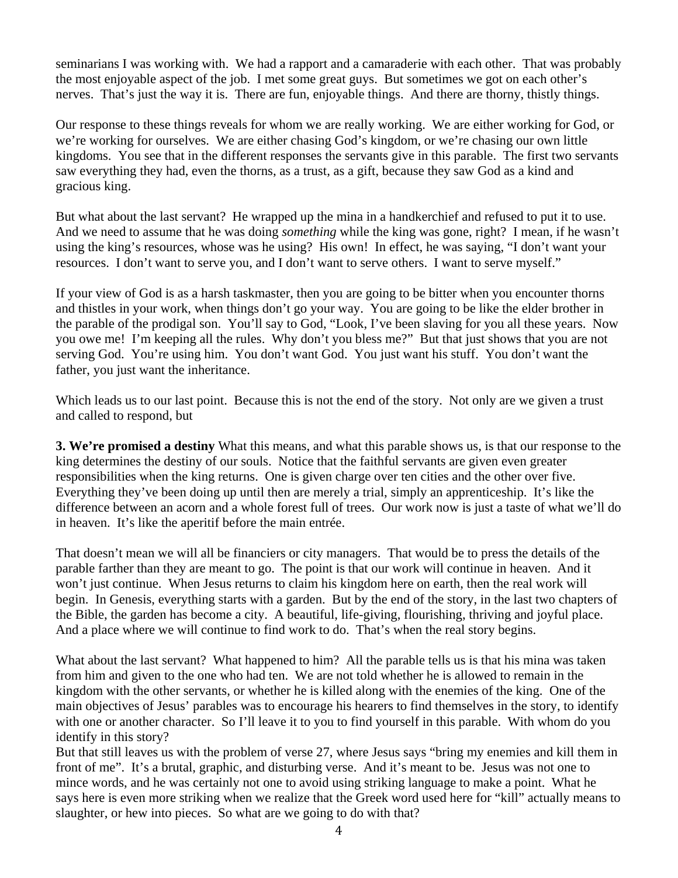seminarians I was working with. We had a rapport and a camaraderie with each other. That was probably the most enjoyable aspect of the job. I met some great guys. But sometimes we got on each other's nerves. That's just the way it is. There are fun, enjoyable things. And there are thorny, thistly things.

Our response to these things reveals for whom we are really working. We are either working for God, or we're working for ourselves. We are either chasing God's kingdom, or we're chasing our own little kingdoms. You see that in the different responses the servants give in this parable. The first two servants saw everything they had, even the thorns, as a trust, as a gift, because they saw God as a kind and gracious king.

But what about the last servant? He wrapped up the mina in a handkerchief and refused to put it to use. And we need to assume that he was doing *something* while the king was gone, right? I mean, if he wasn't using the king's resources, whose was he using? His own! In effect, he was saying, "I don't want your resources. I don't want to serve you, and I don't want to serve others. I want to serve myself."

If your view of God is as a harsh taskmaster, then you are going to be bitter when you encounter thorns and thistles in your work, when things don't go your way. You are going to be like the elder brother in the parable of the prodigal son. You'll say to God, "Look, I've been slaving for you all these years. Now you owe me! I'm keeping all the rules. Why don't you bless me?" But that just shows that you are not serving God. You're using him. You don't want God. You just want his stuff. You don't want the father, you just want the inheritance.

Which leads us to our last point. Because this is not the end of the story. Not only are we given a trust and called to respond, but

**3. We're promised a destiny** What this means, and what this parable shows us, is that our response to the king determines the destiny of our souls. Notice that the faithful servants are given even greater responsibilities when the king returns. One is given charge over ten cities and the other over five. Everything they've been doing up until then are merely a trial, simply an apprenticeship. It's like the difference between an acorn and a whole forest full of trees. Our work now is just a taste of what we'll do in heaven. It's like the aperitif before the main entrée.

That doesn't mean we will all be financiers or city managers. That would be to press the details of the parable farther than they are meant to go. The point is that our work will continue in heaven. And it won't just continue. When Jesus returns to claim his kingdom here on earth, then the real work will begin. In Genesis, everything starts with a garden. But by the end of the story, in the last two chapters of the Bible, the garden has become a city. A beautiful, life-giving, flourishing, thriving and joyful place. And a place where we will continue to find work to do. That's when the real story begins.

What about the last servant? What happened to him? All the parable tells us is that his mina was taken from him and given to the one who had ten. We are not told whether he is allowed to remain in the kingdom with the other servants, or whether he is killed along with the enemies of the king. One of the main objectives of Jesus' parables was to encourage his hearers to find themselves in the story, to identify with one or another character. So I'll leave it to you to find yourself in this parable. With whom do you identify in this story?

But that still leaves us with the problem of verse 27, where Jesus says "bring my enemies and kill them in front of me". It's a brutal, graphic, and disturbing verse. And it's meant to be. Jesus was not one to mince words, and he was certainly not one to avoid using striking language to make a point. What he says here is even more striking when we realize that the Greek word used here for "kill" actually means to slaughter, or hew into pieces. So what are we going to do with that?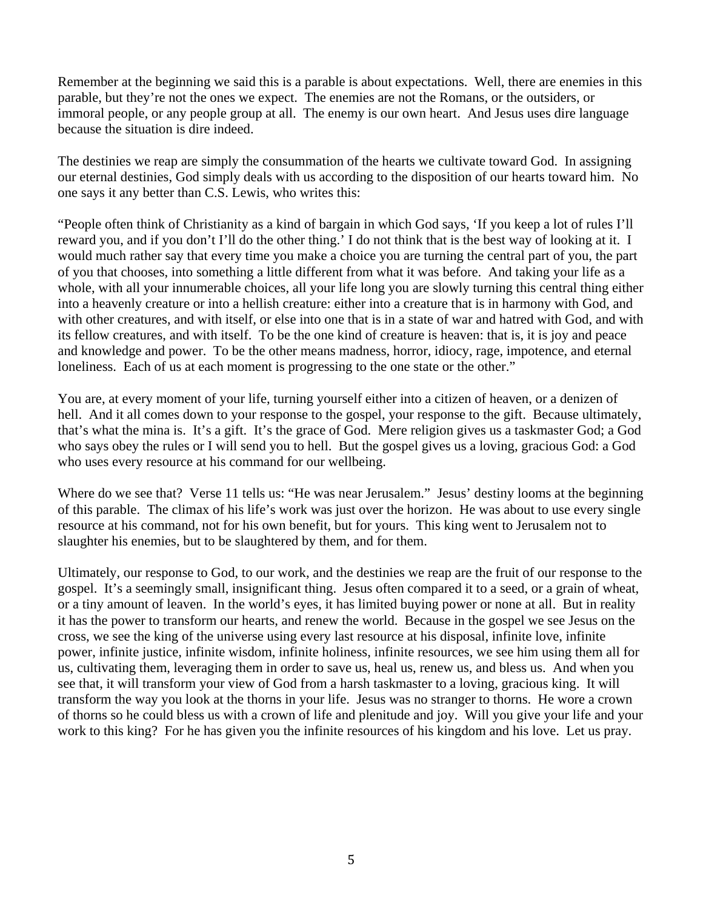Remember at the beginning we said this is a parable is about expectations. Well, there are enemies in this parable, but they're not the ones we expect. The enemies are not the Romans, or the outsiders, or immoral people, or any people group at all. The enemy is our own heart. And Jesus uses dire language because the situation is dire indeed.

The destinies we reap are simply the consummation of the hearts we cultivate toward God. In assigning our eternal destinies, God simply deals with us according to the disposition of our hearts toward him. No one says it any better than C.S. Lewis, who writes this:

"People often think of Christianity as a kind of bargain in which God says, 'If you keep a lot of rules I'll reward you, and if you don't I'll do the other thing.' I do not think that is the best way of looking at it. I would much rather say that every time you make a choice you are turning the central part of you, the part of you that chooses, into something a little different from what it was before. And taking your life as a whole, with all your innumerable choices, all your life long you are slowly turning this central thing either into a heavenly creature or into a hellish creature: either into a creature that is in harmony with God, and with other creatures, and with itself, or else into one that is in a state of war and hatred with God, and with its fellow creatures, and with itself. To be the one kind of creature is heaven: that is, it is joy and peace and knowledge and power. To be the other means madness, horror, idiocy, rage, impotence, and eternal loneliness. Each of us at each moment is progressing to the one state or the other."

You are, at every moment of your life, turning yourself either into a citizen of heaven, or a denizen of hell. And it all comes down to your response to the gospel, your response to the gift. Because ultimately, that's what the mina is. It's a gift. It's the grace of God. Mere religion gives us a taskmaster God; a God who says obey the rules or I will send you to hell. But the gospel gives us a loving, gracious God: a God who uses every resource at his command for our wellbeing.

Where do we see that? Verse 11 tells us: "He was near Jerusalem." Jesus' destiny looms at the beginning of this parable. The climax of his life's work was just over the horizon. He was about to use every single resource at his command, not for his own benefit, but for yours. This king went to Jerusalem not to slaughter his enemies, but to be slaughtered by them, and for them.

Ultimately, our response to God, to our work, and the destinies we reap are the fruit of our response to the gospel. It's a seemingly small, insignificant thing. Jesus often compared it to a seed, or a grain of wheat, or a tiny amount of leaven. In the world's eyes, it has limited buying power or none at all. But in reality it has the power to transform our hearts, and renew the world. Because in the gospel we see Jesus on the cross, we see the king of the universe using every last resource at his disposal, infinite love, infinite power, infinite justice, infinite wisdom, infinite holiness, infinite resources, we see him using them all for us, cultivating them, leveraging them in order to save us, heal us, renew us, and bless us. And when you see that, it will transform your view of God from a harsh taskmaster to a loving, gracious king. It will transform the way you look at the thorns in your life. Jesus was no stranger to thorns. He wore a crown of thorns so he could bless us with a crown of life and plenitude and joy. Will you give your life and your work to this king? For he has given you the infinite resources of his kingdom and his love. Let us pray.